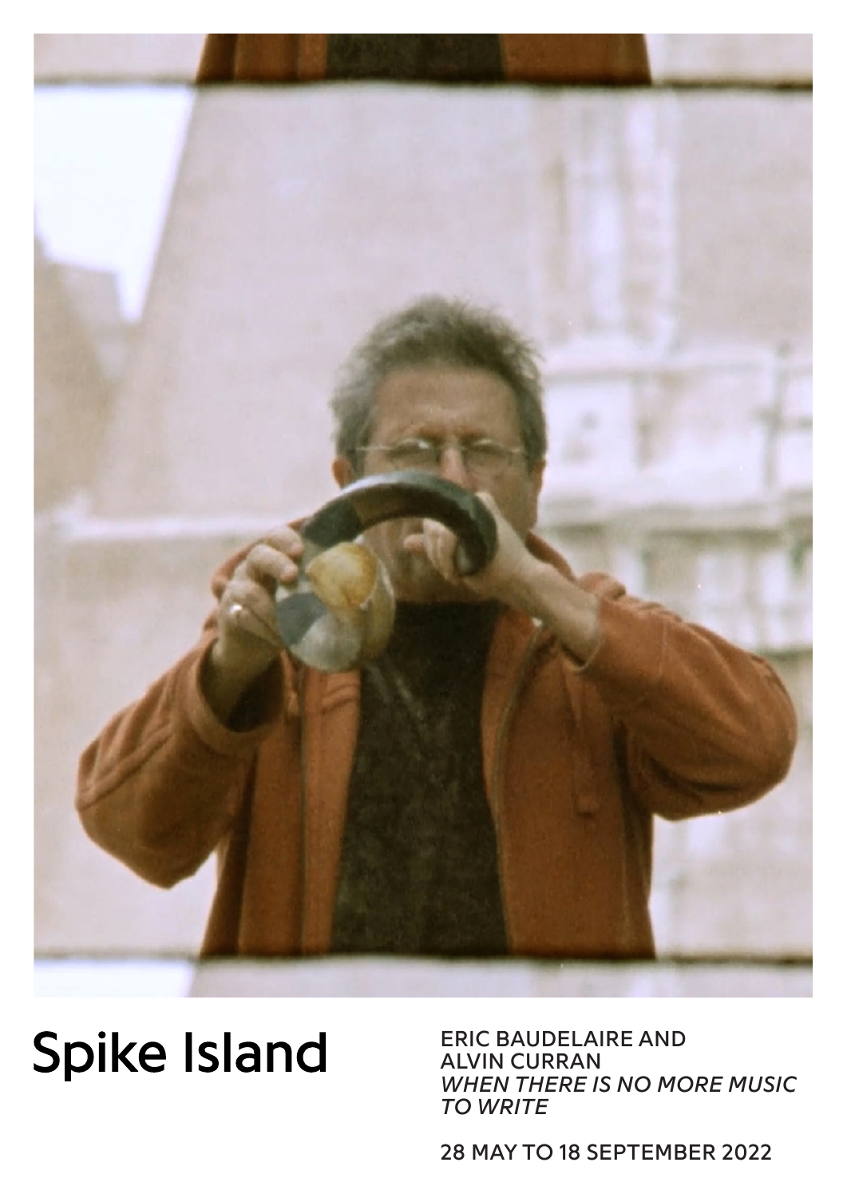# Spike Island

ERIC BAUDELAIRE AND
ALVIN CURRAN
*WHEN THERE IS NO MORE MUSIC TO WRITE*

28 MAY TO 18 SEPTEMBER 2022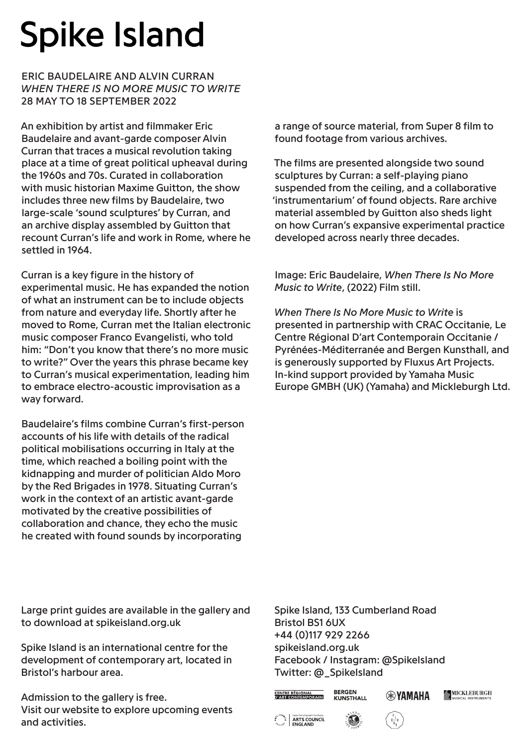# Spike Island

ERIC BAUDELAIRE AND ALVIN CURRAN
*WHEN THERE IS NO MORE MUSIC TO WRITE*
28 MAY TO 18 SEPTEMBER 2022

An exhibition by artist and filmmaker Eric Baudelaire and avant-garde composer Alvin Curran that traces a musical revolution taking place at a time of great political upheaval during the 1960s and 70s. Curated in collaboration with music historian Maxime Guitton, the show includes three new films by Baudelaire, two large-scale 'sound sculptures' by Curran, and an archive display assembled by Guitton that recount Curran's life and work in Rome, where he settled in 1964.

Curran is a key figure in the history of experimental music. He has expanded the notion of what an instrument can be to include objects from nature and everyday life. Shortly after he moved to Rome, Curran met the Italian electronic music composer Franco Evangelisti, who told him: "Don't you know that there's no more music to write?" Over the years this phrase became key to Curran's musical experimentation, leading him to embrace electro-acoustic improvisation as a way forward.

Baudelaire's films combine Curran's first-person accounts of his life with details of the radical political mobilisations occurring in Italy at the time, which reached a boiling point with the kidnapping and murder of politician Aldo Moro by the Red Brigades in 1978. Situating Curran's work in the context of an artistic avant-garde motivated by the creative possibilities of collaboration and chance, they echo the music he created with found sounds by incorporating a range of source material, from Super 8 film to found footage from various archives.

The films are presented alongside two sound sculptures by Curran: a self-playing piano suspended from the ceiling, and a collaborative 'instrumentarium' of found objects. Rare archive material assembled by Guitton also sheds light on how Curran's expansive experimental practice developed across nearly three decades.

Image: Eric Baudelaire, *When There Is No More Music to Write*, (2022) Film still.

*When There Is No More Music to Write* is presented in partnership with CRAC Occitanie, Le Centre Régional D'art Contemporain Occitanie / Pyrénées-Méditerranée and Bergen Kunsthall, and is generously supported by Fluxus Art Projects. In-kind support provided by Yamaha Music Europe GMBH (UK) (Yamaha) and Mickleburgh Ltd.

Large print guides are available in the gallery and to download at spikeisland.org.uk

Spike Island is an international centre for the development of contemporary art, located in Bristol's harbour area.

Admission to the gallery is free.
Visit our website to explore upcoming events and activities.

Spike Island, 133 Cumberland Road
Bristol BS1 6UX
+44 (0)117 929 2266
spikeisland.org.uk
Facebook / Instagram: @SpikeIsland
Twitter: @_SpikeIsland

CENTRE RÉGIONAL D'ART CONTEMPORAIN
BERGEN KUNSTHALL
YAMAHA
MICKLEBURGH MUSICAL INSTRUMENTS
Supported using public funding by ARTS COUNCIL ENGLAND